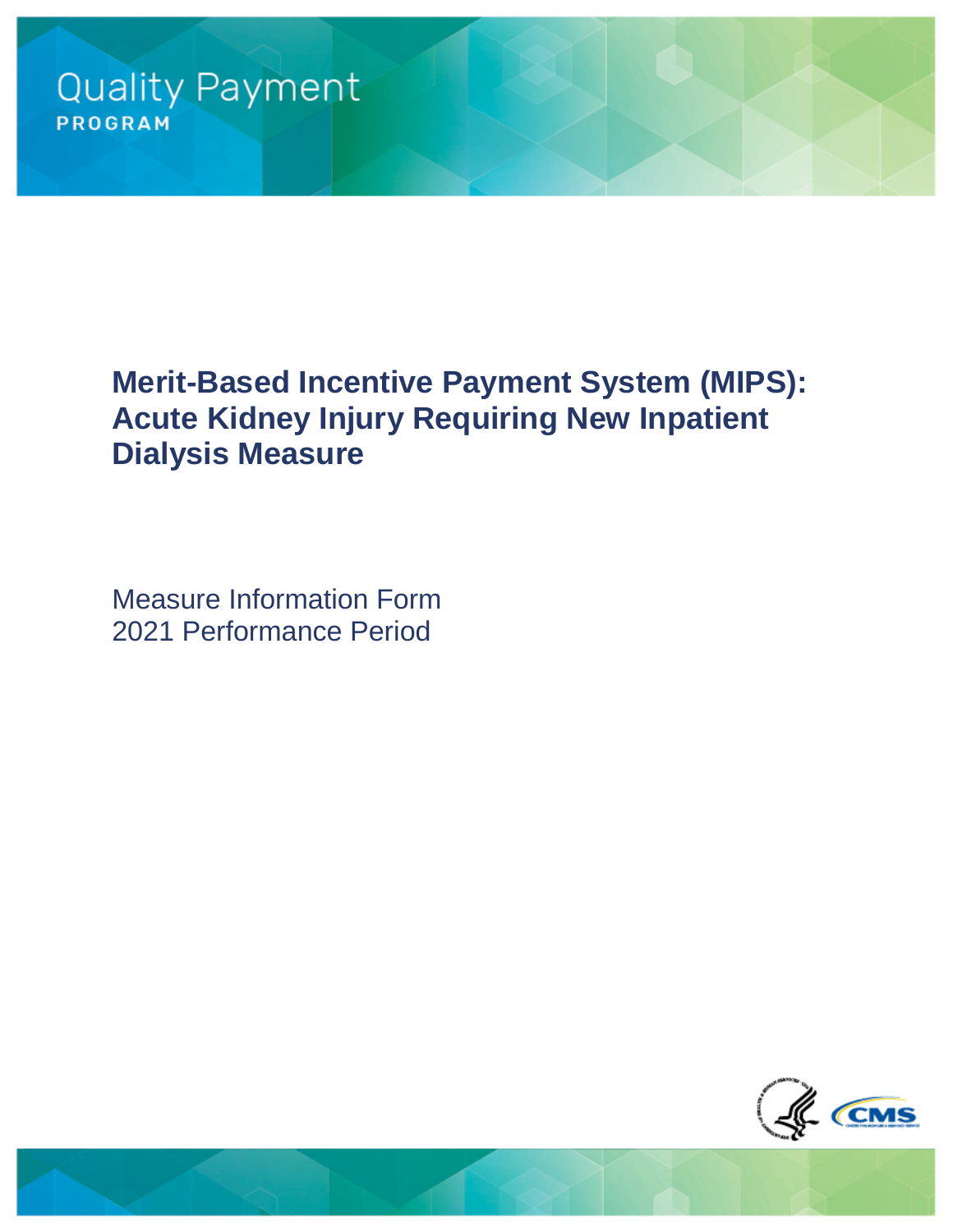Quality Payment

PROGRAM

# Merit-Based Incentive Payment System (MIPS): Acute Kidney Injury Requiring New Inpatient Dialysis Measure

Measure Information Form
2021 Performance Period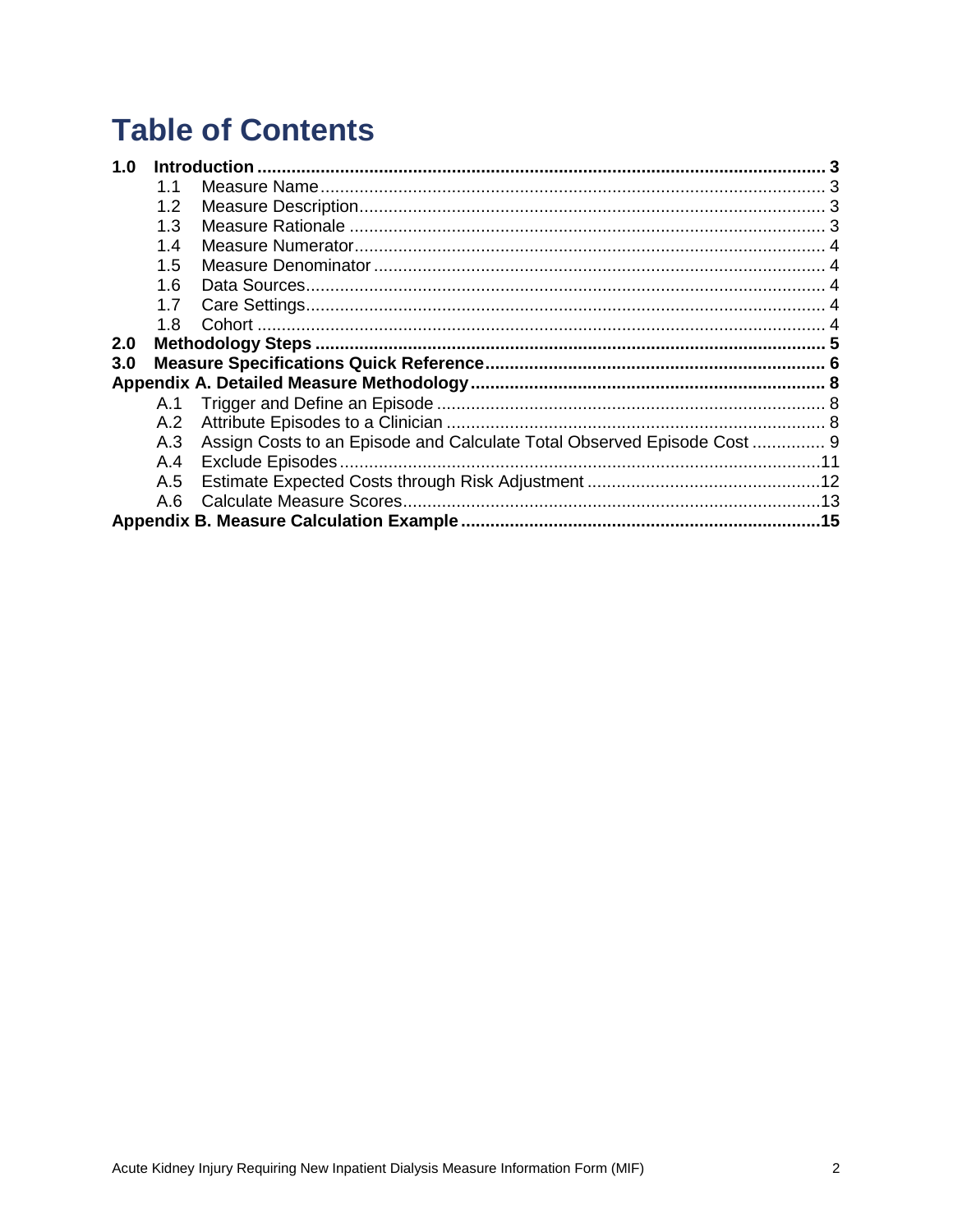# Table of Contents

**1.0 Introduction** .......... **3**
- 1.1 Measure Name .......... 3
- 1.2 Measure Description .......... 3
- 1.3 Measure Rationale .......... 3
- 1.4 Measure Numerator .......... 4
- 1.5 Measure Denominator .......... 4
- 1.6 Data Sources .......... 4
- 1.7 Care Settings .......... 4
- 1.8 Cohort .......... 4

**2.0 Methodology Steps** .......... **5**

**3.0 Measure Specifications Quick Reference** .......... **6**

**Appendix A. Detailed Measure Methodology** .......... **8**
- A.1 Trigger and Define an Episode .......... 8
- A.2 Attribute Episodes to a Clinician .......... 8
- A.3 Assign Costs to an Episode and Calculate Total Observed Episode Cost .......... 9
- A.4 Exclude Episodes .......... 11
- A.5 Estimate Expected Costs through Risk Adjustment .......... 12
- A.6 Calculate Measure Scores .......... 13

**Appendix B. Measure Calculation Example** .......... **15**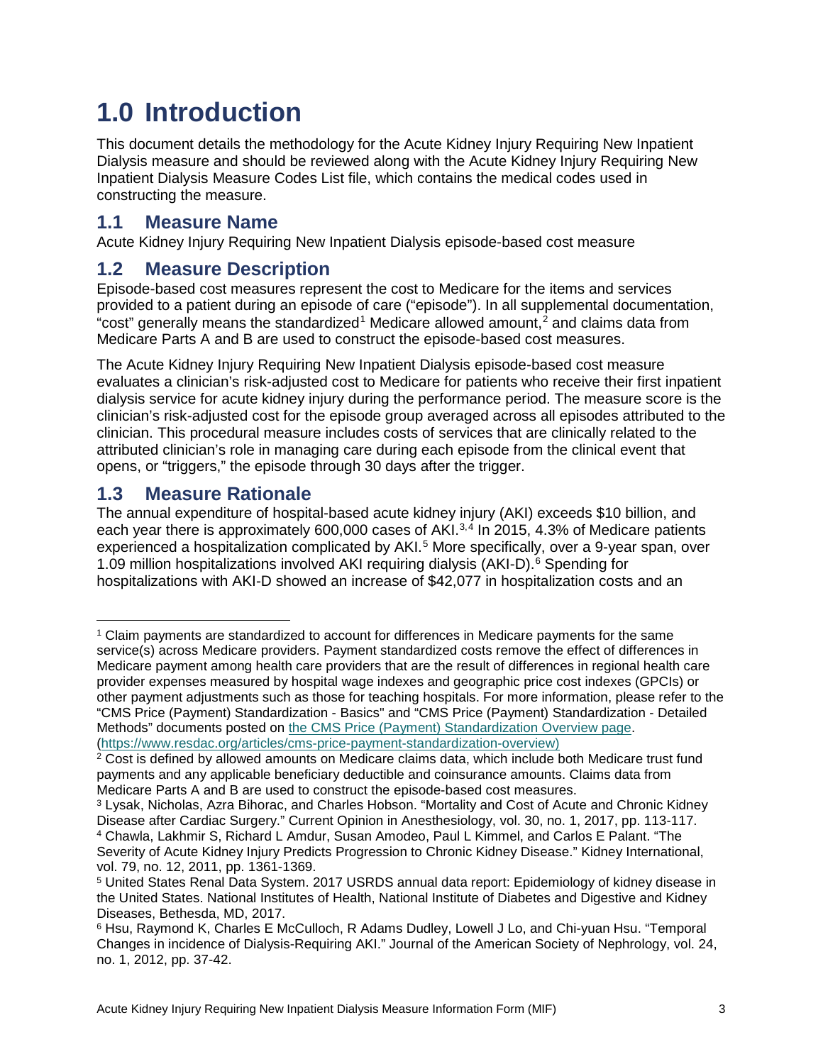# 1.0 Introduction

This document details the methodology for the Acute Kidney Injury Requiring New Inpatient Dialysis measure and should be reviewed along with the Acute Kidney Injury Requiring New Inpatient Dialysis Measure Codes List file, which contains the medical codes used in constructing the measure.

## 1.1 Measure Name

Acute Kidney Injury Requiring New Inpatient Dialysis episode-based cost measure

## 1.2 Measure Description

Episode-based cost measures represent the cost to Medicare for the items and services provided to a patient during an episode of care ("episode"). In all supplemental documentation, "cost" generally means the standardized[1] Medicare allowed amount,[2] and claims data from Medicare Parts A and B are used to construct the episode-based cost measures.

The Acute Kidney Injury Requiring New Inpatient Dialysis episode-based cost measure evaluates a clinician's risk-adjusted cost to Medicare for patients who receive their first inpatient dialysis service for acute kidney injury during the performance period. The measure score is the clinician's risk-adjusted cost for the episode group averaged across all episodes attributed to the clinician. This procedural measure includes costs of services that are clinically related to the attributed clinician's role in managing care during each episode from the clinical event that opens, or "triggers," the episode through 30 days after the trigger.

## 1.3 Measure Rationale

The annual expenditure of hospital-based acute kidney injury (AKI) exceeds $10 billion, and each year there is approximately 600,000 cases of AKI.[3,4] In 2015, 4.3% of Medicare patients experienced a hospitalization complicated by AKI.[5] More specifically, over a 9-year span, over 1.09 million hospitalizations involved AKI requiring dialysis (AKI-D).[6] Spending for hospitalizations with AKI-D showed an increase of $42,077 in hospitalization costs and an

---

[1] Claim payments are standardized to account for differences in Medicare payments for the same service(s) across Medicare providers. Payment standardized costs remove the effect of differences in Medicare payment among health care providers that are the result of differences in regional health care provider expenses measured by hospital wage indexes and geographic price cost indexes (GPCIs) or other payment adjustments such as those for teaching hospitals. For more information, please refer to the "CMS Price (Payment) Standardization - Basics" and "CMS Price (Payment) Standardization - Detailed Methods" documents posted on [the CMS Price (Payment) Standardization Overview page](https://www.resdac.org/articles/cms-price-payment-standardization-overview). (https://www.resdac.org/articles/cms-price-payment-standardization-overview)

[2] Cost is defined by allowed amounts on Medicare claims data, which include both Medicare trust fund payments and any applicable beneficiary deductible and coinsurance amounts. Claims data from Medicare Parts A and B are used to construct the episode-based cost measures.

[3] Lysak, Nicholas, Azra Bihorac, and Charles Hobson. "Mortality and Cost of Acute and Chronic Kidney Disease after Cardiac Surgery." Current Opinion in Anesthesiology, vol. 30, no. 1, 2017, pp. 113-117.

[4] Chawla, Lakhmir S, Richard L Amdur, Susan Amodeo, Paul L Kimmel, and Carlos E Palant. "The Severity of Acute Kidney Injury Predicts Progression to Chronic Kidney Disease." Kidney International, vol. 79, no. 12, 2011, pp. 1361-1369.

[5] United States Renal Data System. 2017 USRDS annual data report: Epidemiology of kidney disease in the United States. National Institutes of Health, National Institute of Diabetes and Digestive and Kidney Diseases, Bethesda, MD, 2017.

[6] Hsu, Raymond K, Charles E McCulloch, R Adams Dudley, Lowell J Lo, and Chi-yuan Hsu. "Temporal Changes in incidence of Dialysis-Requiring AKI." Journal of the American Society of Nephrology, vol. 24, no. 1, 2012, pp. 37-42.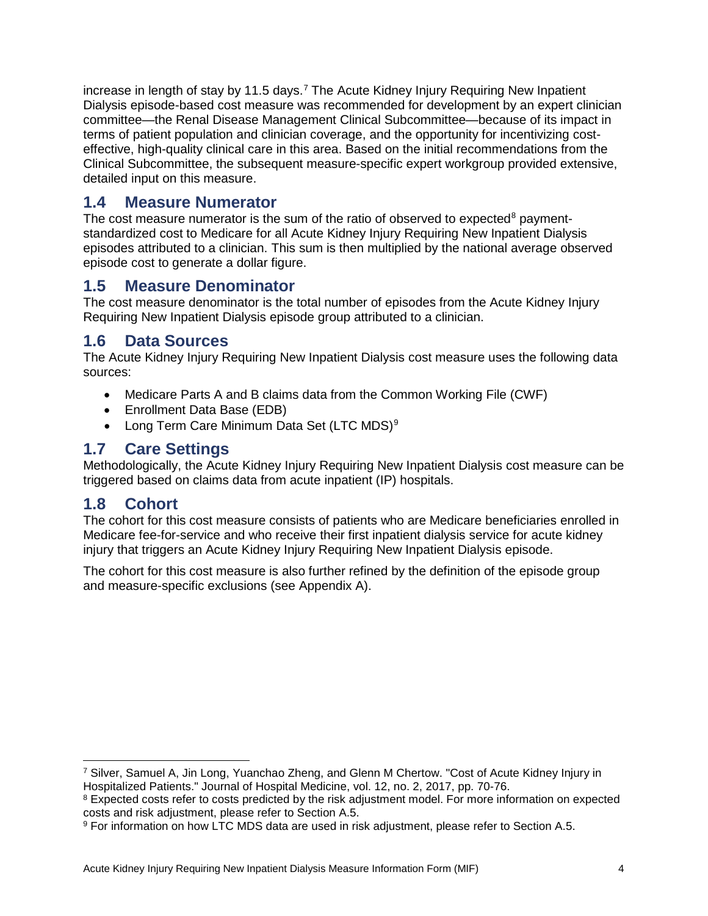increase in length of stay by 11.5 days.[7] The Acute Kidney Injury Requiring New Inpatient Dialysis episode-based cost measure was recommended for development by an expert clinician committee—the Renal Disease Management Clinical Subcommittee—because of its impact in terms of patient population and clinician coverage, and the opportunity for incentivizing cost-effective, high-quality clinical care in this area. Based on the initial recommendations from the Clinical Subcommittee, the subsequent measure-specific expert workgroup provided extensive, detailed input on this measure.

## 1.4 Measure Numerator

The cost measure numerator is the sum of the ratio of observed to expected[8] payment-standardized cost to Medicare for all Acute Kidney Injury Requiring New Inpatient Dialysis episodes attributed to a clinician. This sum is then multiplied by the national average observed episode cost to generate a dollar figure.

## 1.5 Measure Denominator

The cost measure denominator is the total number of episodes from the Acute Kidney Injury Requiring New Inpatient Dialysis episode group attributed to a clinician.

## 1.6 Data Sources

The Acute Kidney Injury Requiring New Inpatient Dialysis cost measure uses the following data sources:

- Medicare Parts A and B claims data from the Common Working File (CWF)
- Enrollment Data Base (EDB)
- Long Term Care Minimum Data Set (LTC MDS)[9]

## 1.7 Care Settings

Methodologically, the Acute Kidney Injury Requiring New Inpatient Dialysis cost measure can be triggered based on claims data from acute inpatient (IP) hospitals.

## 1.8 Cohort

The cohort for this cost measure consists of patients who are Medicare beneficiaries enrolled in Medicare fee-for-service and who receive their first inpatient dialysis service for acute kidney injury that triggers an Acute Kidney Injury Requiring New Inpatient Dialysis episode.

The cohort for this cost measure is also further refined by the definition of the episode group and measure-specific exclusions (see Appendix A).

---

[7] Silver, Samuel A, Jin Long, Yuanchao Zheng, and Glenn M Chertow. "Cost of Acute Kidney Injury in Hospitalized Patients." Journal of Hospital Medicine, vol. 12, no. 2, 2017, pp. 70-76.

[8] Expected costs refer to costs predicted by the risk adjustment model. For more information on expected costs and risk adjustment, please refer to Section A.5.

[9] For information on how LTC MDS data are used in risk adjustment, please refer to Section A.5.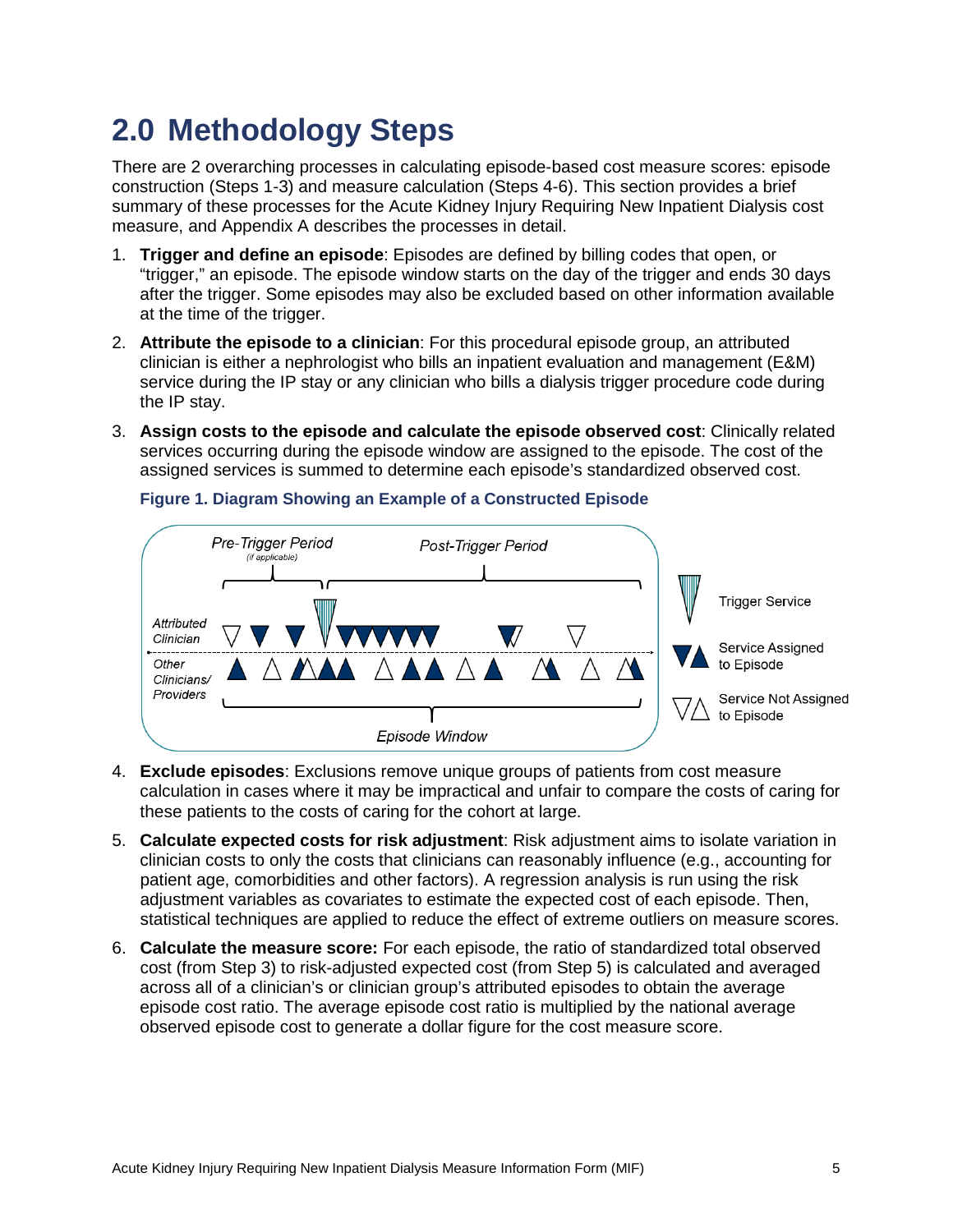# 2.0 Methodology Steps

There are 2 overarching processes in calculating episode-based cost measure scores: episode construction (Steps 1-3) and measure calculation (Steps 4-6). This section provides a brief summary of these processes for the Acute Kidney Injury Requiring New Inpatient Dialysis cost measure, and Appendix A describes the processes in detail.

1. **Trigger and define an episode**: Episodes are defined by billing codes that open, or "trigger," an episode. The episode window starts on the day of the trigger and ends 30 days after the trigger. Some episodes may also be excluded based on other information available at the time of the trigger.

2. **Attribute the episode to a clinician**: For this procedural episode group, an attributed clinician is either a nephrologist who bills an inpatient evaluation and management (E&M) service during the IP stay or any clinician who bills a dialysis trigger procedure code during the IP stay.

3. **Assign costs to the episode and calculate the episode observed cost**: Clinically related services occurring during the episode window are assigned to the episode. The cost of the assigned services is summed to determine each episode's standardized observed cost.

   **Figure 1. Diagram Showing an Example of a Constructed Episode**

4. **Exclude episodes**: Exclusions remove unique groups of patients from cost measure calculation in cases where it may be impractical and unfair to compare the costs of caring for these patients to the costs of caring for the cohort at large.

5. **Calculate expected costs for risk adjustment**: Risk adjustment aims to isolate variation in clinician costs to only the costs that clinicians can reasonably influence (e.g., accounting for patient age, comorbidities and other factors). A regression analysis is run using the risk adjustment variables as covariates to estimate the expected cost of each episode. Then, statistical techniques are applied to reduce the effect of extreme outliers on measure scores.

6. **Calculate the measure score:** For each episode, the ratio of standardized total observed cost (from Step 3) to risk-adjusted expected cost (from Step 5) is calculated and averaged across all of a clinician's or clinician group's attributed episodes to obtain the average episode cost ratio. The average episode cost ratio is multiplied by the national average observed episode cost to generate a dollar figure for the cost measure score.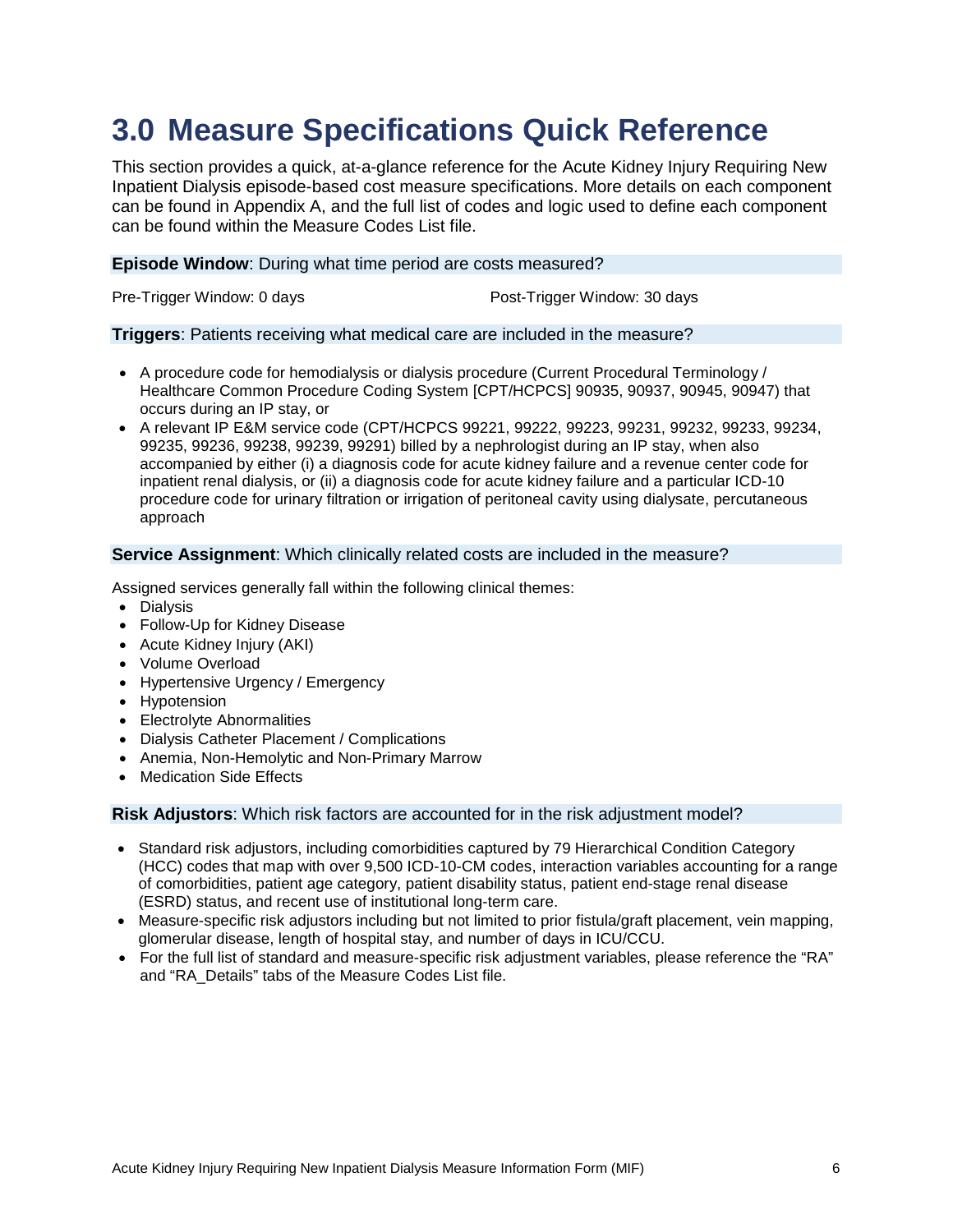# 3.0 Measure Specifications Quick Reference

This section provides a quick, at-a-glance reference for the Acute Kidney Injury Requiring New Inpatient Dialysis episode-based cost measure specifications. More details on each component can be found in Appendix A, and the full list of codes and logic used to define each component can be found within the Measure Codes List file.

**Episode Window**: During what time period are costs measured?

Pre-Trigger Window: 0 days

Post-Trigger Window: 30 days

**Triggers**: Patients receiving what medical care are included in the measure?

- A procedure code for hemodialysis or dialysis procedure (Current Procedural Terminology / Healthcare Common Procedure Coding System [CPT/HCPCS] 90935, 90937, 90945, 90947) that occurs during an IP stay, or
- A relevant IP E&M service code (CPT/HCPCS 99221, 99222, 99223, 99231, 99232, 99233, 99234, 99235, 99236, 99238, 99239, 99291) billed by a nephrologist during an IP stay, when also accompanied by either (i) a diagnosis code for acute kidney failure and a revenue center code for inpatient renal dialysis, or (ii) a diagnosis code for acute kidney failure and a particular ICD-10 procedure code for urinary filtration or irrigation of peritoneal cavity using dialysate, percutaneous approach

**Service Assignment**: Which clinically related costs are included in the measure?

Assigned services generally fall within the following clinical themes:

- Dialysis
- Follow-Up for Kidney Disease
- Acute Kidney Injury (AKI)
- Volume Overload
- Hypertensive Urgency / Emergency
- Hypotension
- Electrolyte Abnormalities
- Dialysis Catheter Placement / Complications
- Anemia, Non-Hemolytic and Non-Primary Marrow
- Medication Side Effects

**Risk Adjustors**: Which risk factors are accounted for in the risk adjustment model?

- Standard risk adjustors, including comorbidities captured by 79 Hierarchical Condition Category (HCC) codes that map with over 9,500 ICD-10-CM codes, interaction variables accounting for a range of comorbidities, patient age category, patient disability status, patient end-stage renal disease (ESRD) status, and recent use of institutional long-term care.
- Measure-specific risk adjustors including but not limited to prior fistula/graft placement, vein mapping, glomerular disease, length of hospital stay, and number of days in ICU/CCU.
- For the full list of standard and measure-specific risk adjustment variables, please reference the "RA" and "RA_Details" tabs of the Measure Codes List file.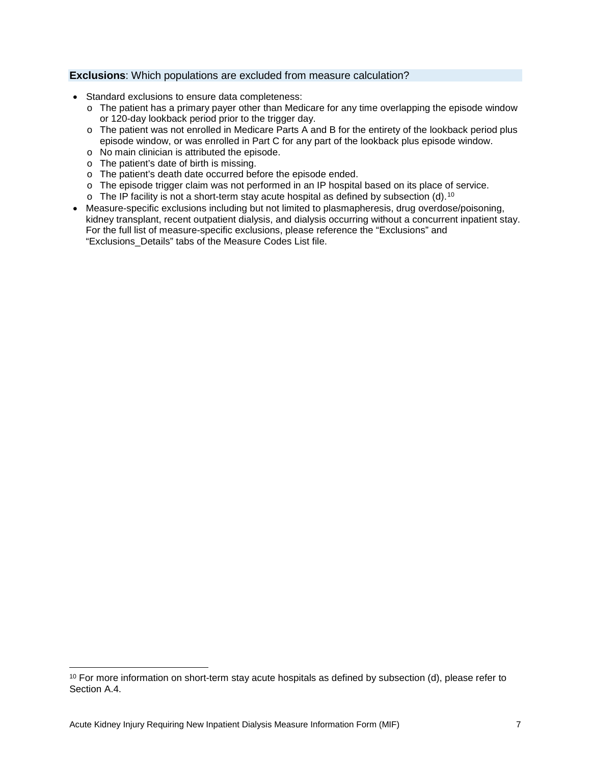**Exclusions**: Which populations are excluded from measure calculation?

- Standard exclusions to ensure data completeness:
  - The patient has a primary payer other than Medicare for any time overlapping the episode window or 120-day lookback period prior to the trigger day.
  - The patient was not enrolled in Medicare Parts A and B for the entirety of the lookback period plus episode window, or was enrolled in Part C for any part of the lookback plus episode window.
  - No main clinician is attributed the episode.
  - The patient's date of birth is missing.
  - The patient's death date occurred before the episode ended.
  - The episode trigger claim was not performed in an IP hospital based on its place of service.
  - The IP facility is not a short-term stay acute hospital as defined by subsection (d).[10]
- Measure-specific exclusions including but not limited to plasmapheresis, drug overdose/poisoning, kidney transplant, recent outpatient dialysis, and dialysis occurring without a concurrent inpatient stay. For the full list of measure-specific exclusions, please reference the "Exclusions" and "Exclusions_Details" tabs of the Measure Codes List file.

[10] For more information on short-term stay acute hospitals as defined by subsection (d), please refer to Section A.4.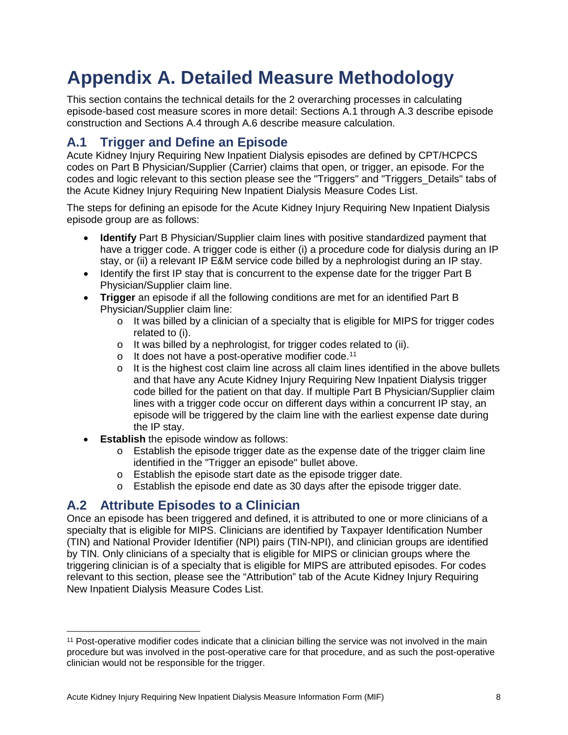# Appendix A. Detailed Measure Methodology

This section contains the technical details for the 2 overarching processes in calculating episode-based cost measure scores in more detail: Sections A.1 through A.3 describe episode construction and Sections A.4 through A.6 describe measure calculation.

## A.1 Trigger and Define an Episode

Acute Kidney Injury Requiring New Inpatient Dialysis episodes are defined by CPT/HCPCS codes on Part B Physician/Supplier (Carrier) claims that open, or trigger, an episode. For the codes and logic relevant to this section please see the "Triggers" and "Triggers_Details" tabs of the Acute Kidney Injury Requiring New Inpatient Dialysis Measure Codes List.

The steps for defining an episode for the Acute Kidney Injury Requiring New Inpatient Dialysis episode group are as follows:

- **Identify** Part B Physician/Supplier claim lines with positive standardized payment that have a trigger code. A trigger code is either (i) a procedure code for dialysis during an IP stay, or (ii) a relevant IP E&M service code billed by a nephrologist during an IP stay.
- Identify the first IP stay that is concurrent to the expense date for the trigger Part B Physician/Supplier claim line.
- **Trigger** an episode if all the following conditions are met for an identified Part B Physician/Supplier claim line:
  - It was billed by a clinician of a specialty that is eligible for MIPS for trigger codes related to (i).
  - It was billed by a nephrologist, for trigger codes related to (ii).
  - It does not have a post-operative modifier code.[11]
  - It is the highest cost claim line across all claim lines identified in the above bullets and that have any Acute Kidney Injury Requiring New Inpatient Dialysis trigger code billed for the patient on that day. If multiple Part B Physician/Supplier claim lines with a trigger code occur on different days within a concurrent IP stay, an episode will be triggered by the claim line with the earliest expense date during the IP stay.
- **Establish** the episode window as follows:
  - Establish the episode trigger date as the expense date of the trigger claim line identified in the "Trigger an episode" bullet above.
  - Establish the episode start date as the episode trigger date.
  - Establish the episode end date as 30 days after the episode trigger date.

## A.2 Attribute Episodes to a Clinician

Once an episode has been triggered and defined, it is attributed to one or more clinicians of a specialty that is eligible for MIPS. Clinicians are identified by Taxpayer Identification Number (TIN) and National Provider Identifier (NPI) pairs (TIN-NPI), and clinician groups are identified by TIN. Only clinicians of a specialty that is eligible for MIPS or clinician groups where the triggering clinician is of a specialty that is eligible for MIPS are attributed episodes. For codes relevant to this section, please see the "Attribution" tab of the Acute Kidney Injury Requiring New Inpatient Dialysis Measure Codes List.

---

[11] Post-operative modifier codes indicate that a clinician billing the service was not involved in the main procedure but was involved in the post-operative care for that procedure, and as such the post-operative clinician would not be responsible for the trigger.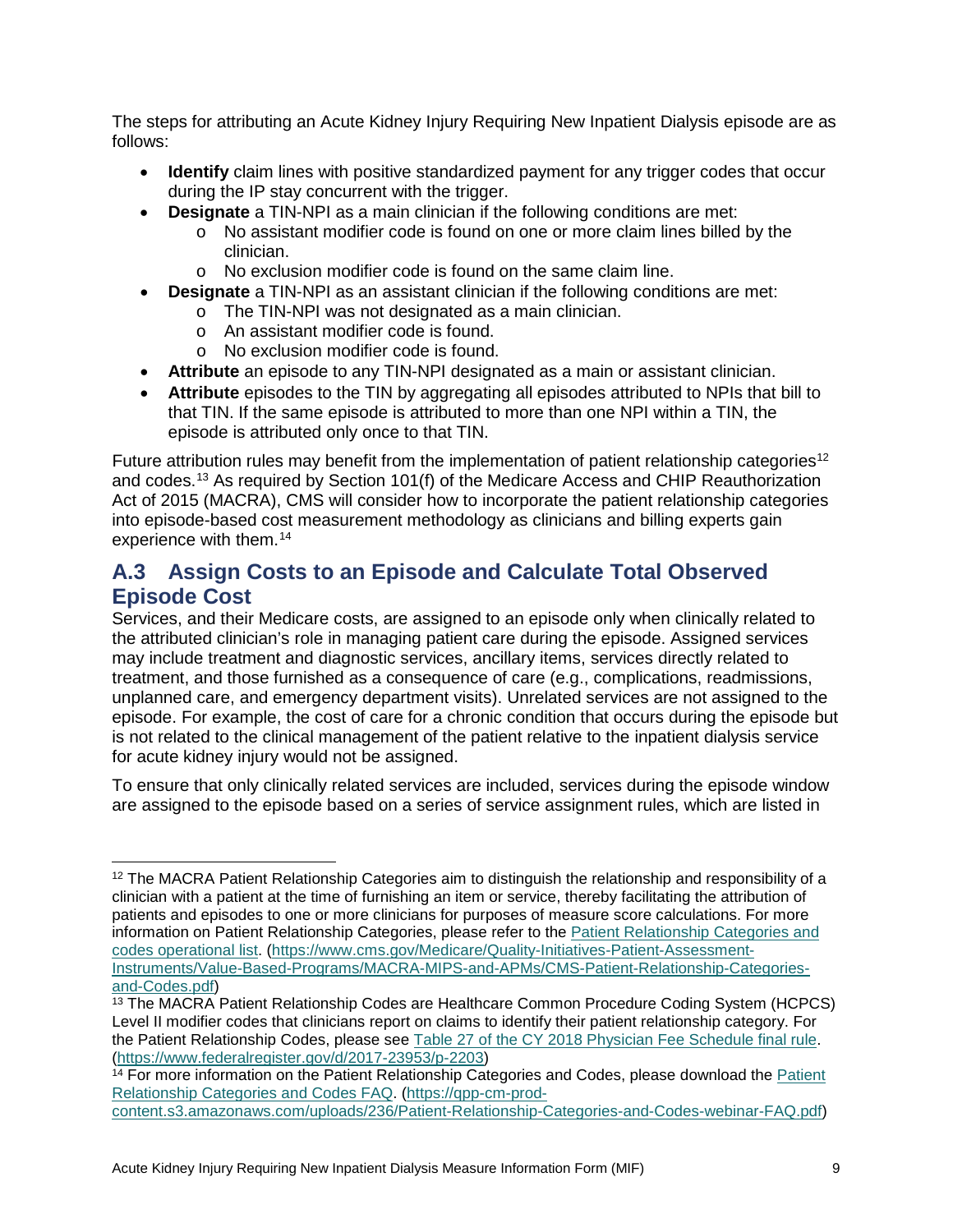The steps for attributing an Acute Kidney Injury Requiring New Inpatient Dialysis episode are as follows:

- **Identify** claim lines with positive standardized payment for any trigger codes that occur during the IP stay concurrent with the trigger.
- **Designate** a TIN-NPI as a main clinician if the following conditions are met:
  - No assistant modifier code is found on one or more claim lines billed by the clinician.
  - No exclusion modifier code is found on the same claim line.
- **Designate** a TIN-NPI as an assistant clinician if the following conditions are met:
  - The TIN-NPI was not designated as a main clinician.
  - An assistant modifier code is found.
  - No exclusion modifier code is found.
- **Attribute** an episode to any TIN-NPI designated as a main or assistant clinician.
- **Attribute** episodes to the TIN by aggregating all episodes attributed to NPIs that bill to that TIN. If the same episode is attributed to more than one NPI within a TIN, the episode is attributed only once to that TIN.

Future attribution rules may benefit from the implementation of patient relationship categories[12] and codes.[13] As required by Section 101(f) of the Medicare Access and CHIP Reauthorization Act of 2015 (MACRA), CMS will consider how to incorporate the patient relationship categories into episode-based cost measurement methodology as clinicians and billing experts gain experience with them.[14]

## A.3 Assign Costs to an Episode and Calculate Total Observed Episode Cost

Services, and their Medicare costs, are assigned to an episode only when clinically related to the attributed clinician's role in managing patient care during the episode. Assigned services may include treatment and diagnostic services, ancillary items, services directly related to treatment, and those furnished as a consequence of care (e.g., complications, readmissions, unplanned care, and emergency department visits). Unrelated services are not assigned to the episode. For example, the cost of care for a chronic condition that occurs during the episode but is not related to the clinical management of the patient relative to the inpatient dialysis service for acute kidney injury would not be assigned.

To ensure that only clinically related services are included, services during the episode window are assigned to the episode based on a series of service assignment rules, which are listed in

---

[12] The MACRA Patient Relationship Categories aim to distinguish the relationship and responsibility of a clinician with a patient at the time of furnishing an item or service, thereby facilitating the attribution of patients and episodes to one or more clinicians for purposes of measure score calculations. For more information on Patient Relationship Categories, please refer to the [Patient Relationship Categories and codes operational list](https://www.cms.gov/Medicare/Quality-Initiatives-Patient-Assessment-Instruments/Value-Based-Programs/MACRA-MIPS-and-APMs/CMS-Patient-Relationship-Categories-and-Codes.pdf). (https://www.cms.gov/Medicare/Quality-Initiatives-Patient-Assessment-Instruments/Value-Based-Programs/MACRA-MIPS-and-APMs/CMS-Patient-Relationship-Categories-and-Codes.pdf)

[13] The MACRA Patient Relationship Codes are Healthcare Common Procedure Coding System (HCPCS) Level II modifier codes that clinicians report on claims to identify their patient relationship category. For the Patient Relationship Codes, please see [Table 27 of the CY 2018 Physician Fee Schedule final rule](https://www.federalregister.gov/d/2017-23953/p-2203). (https://www.federalregister.gov/d/2017-23953/p-2203)

[14] For more information on the Patient Relationship Categories and Codes, please download the [Patient Relationship Categories and Codes FAQ](https://qpp-cm-prod-content.s3.amazonaws.com/uploads/236/Patient-Relationship-Categories-and-Codes-webinar-FAQ.pdf). (https://qpp-cm-prod-content.s3.amazonaws.com/uploads/236/Patient-Relationship-Categories-and-Codes-webinar-FAQ.pdf)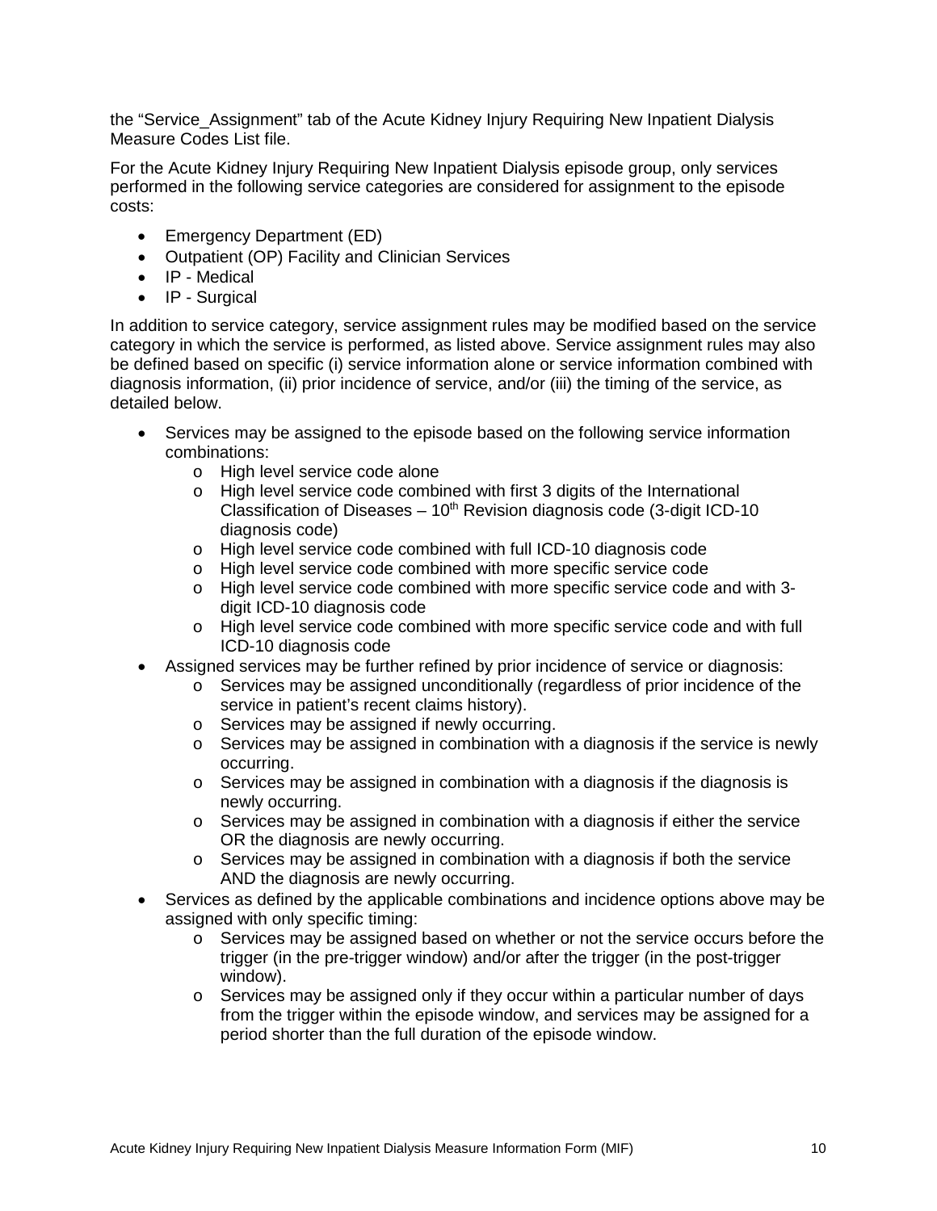the "Service_Assignment" tab of the Acute Kidney Injury Requiring New Inpatient Dialysis Measure Codes List file.

For the Acute Kidney Injury Requiring New Inpatient Dialysis episode group, only services performed in the following service categories are considered for assignment to the episode costs:

- Emergency Department (ED)
- Outpatient (OP) Facility and Clinician Services
- IP - Medical
- IP - Surgical

In addition to service category, service assignment rules may be modified based on the service category in which the service is performed, as listed above. Service assignment rules may also be defined based on specific (i) service information alone or service information combined with diagnosis information, (ii) prior incidence of service, and/or (iii) the timing of the service, as detailed below.

- Services may be assigned to the episode based on the following service information combinations:
    - High level service code alone
    - High level service code combined with first 3 digits of the International Classification of Diseases – 10th Revision diagnosis code (3-digit ICD-10 diagnosis code)
    - High level service code combined with full ICD-10 diagnosis code
    - High level service code combined with more specific service code
    - High level service code combined with more specific service code and with 3-digit ICD-10 diagnosis code
    - High level service code combined with more specific service code and with full ICD-10 diagnosis code
- Assigned services may be further refined by prior incidence of service or diagnosis:
    - Services may be assigned unconditionally (regardless of prior incidence of the service in patient's recent claims history).
    - Services may be assigned if newly occurring.
    - Services may be assigned in combination with a diagnosis if the service is newly occurring.
    - Services may be assigned in combination with a diagnosis if the diagnosis is newly occurring.
    - Services may be assigned in combination with a diagnosis if either the service OR the diagnosis are newly occurring.
    - Services may be assigned in combination with a diagnosis if both the service AND the diagnosis are newly occurring.
- Services as defined by the applicable combinations and incidence options above may be assigned with only specific timing:
    - Services may be assigned based on whether or not the service occurs before the trigger (in the pre-trigger window) and/or after the trigger (in the post-trigger window).
    - Services may be assigned only if they occur within a particular number of days from the trigger within the episode window, and services may be assigned for a period shorter than the full duration of the episode window.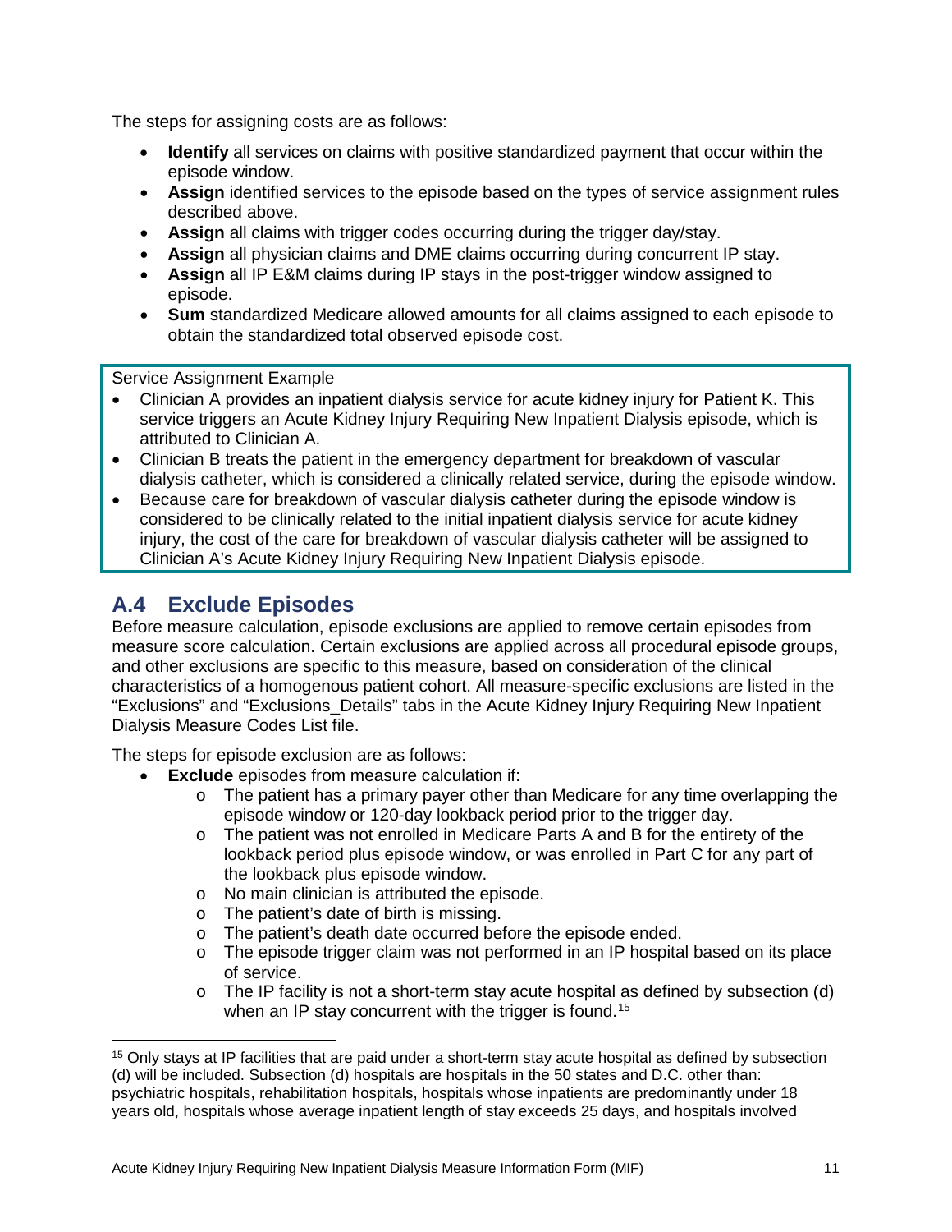The steps for assigning costs are as follows:

- **Identify** all services on claims with positive standardized payment that occur within the episode window.
- **Assign** identified services to the episode based on the types of service assignment rules described above.
- **Assign** all claims with trigger codes occurring during the trigger day/stay.
- **Assign** all physician claims and DME claims occurring during concurrent IP stay.
- **Assign** all IP E&M claims during IP stays in the post-trigger window assigned to episode.
- **Sum** standardized Medicare allowed amounts for all claims assigned to each episode to obtain the standardized total observed episode cost.

Service Assignment Example

- Clinician A provides an inpatient dialysis service for acute kidney injury for Patient K. This service triggers an Acute Kidney Injury Requiring New Inpatient Dialysis episode, which is attributed to Clinician A.
- Clinician B treats the patient in the emergency department for breakdown of vascular dialysis catheter, which is considered a clinically related service, during the episode window.
- Because care for breakdown of vascular dialysis catheter during the episode window is considered to be clinically related to the initial inpatient dialysis service for acute kidney injury, the cost of the care for breakdown of vascular dialysis catheter will be assigned to Clinician A's Acute Kidney Injury Requiring New Inpatient Dialysis episode.

## A.4 Exclude Episodes

Before measure calculation, episode exclusions are applied to remove certain episodes from measure score calculation. Certain exclusions are applied across all procedural episode groups, and other exclusions are specific to this measure, based on consideration of the clinical characteristics of a homogenous patient cohort. All measure-specific exclusions are listed in the "Exclusions" and "Exclusions_Details" tabs in the Acute Kidney Injury Requiring New Inpatient Dialysis Measure Codes List file.

The steps for episode exclusion are as follows:

- **Exclude** episodes from measure calculation if:
  - The patient has a primary payer other than Medicare for any time overlapping the episode window or 120-day lookback period prior to the trigger day.
  - The patient was not enrolled in Medicare Parts A and B for the entirety of the lookback period plus episode window, or was enrolled in Part C for any part of the lookback plus episode window.
  - No main clinician is attributed the episode.
  - The patient's date of birth is missing.
  - The patient's death date occurred before the episode ended.
  - The episode trigger claim was not performed in an IP hospital based on its place of service.
  - The IP facility is not a short-term stay acute hospital as defined by subsection (d) when an IP stay concurrent with the trigger is found.[15]

[15] Only stays at IP facilities that are paid under a short-term stay acute hospital as defined by subsection (d) will be included. Subsection (d) hospitals are hospitals in the 50 states and D.C. other than: psychiatric hospitals, rehabilitation hospitals, hospitals whose inpatients are predominantly under 18 years old, hospitals whose average inpatient length of stay exceeds 25 days, and hospitals involved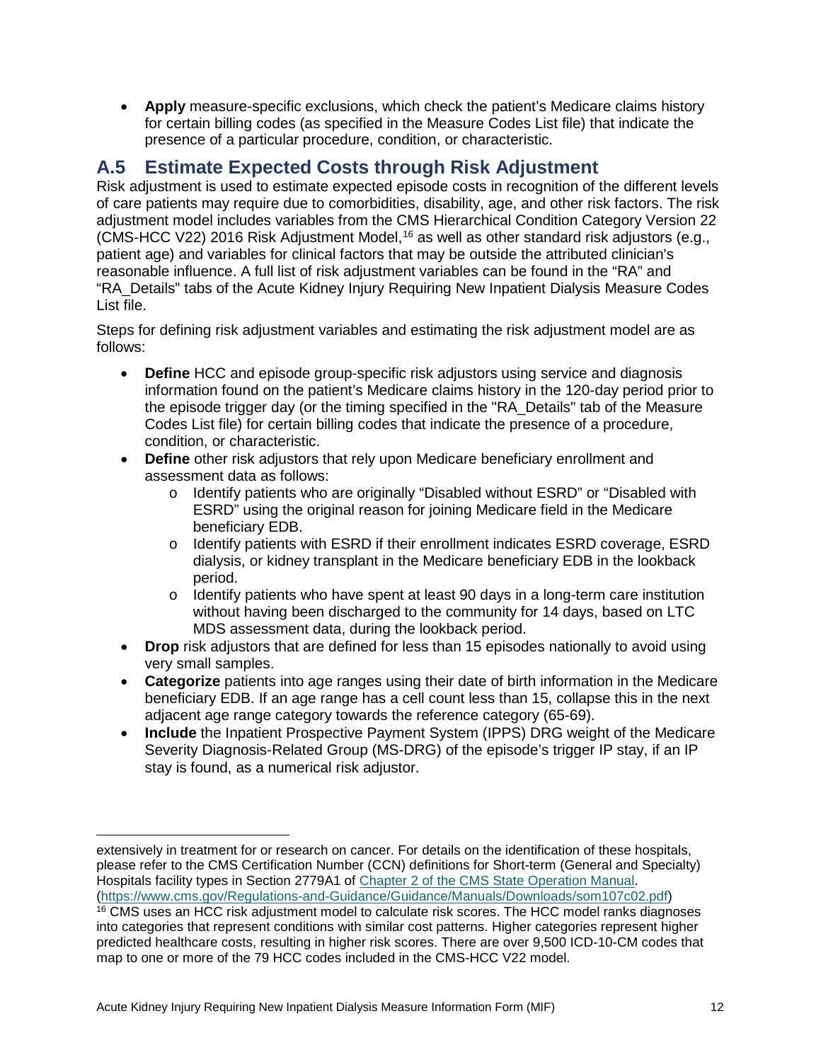- **Apply** measure-specific exclusions, which check the patient's Medicare claims history for certain billing codes (as specified in the Measure Codes List file) that indicate the presence of a particular procedure, condition, or characteristic.

## A.5 Estimate Expected Costs through Risk Adjustment

Risk adjustment is used to estimate expected episode costs in recognition of the different levels of care patients may require due to comorbidities, disability, age, and other risk factors. The risk adjustment model includes variables from the CMS Hierarchical Condition Category Version 22 (CMS-HCC V22) 2016 Risk Adjustment Model,[16] as well as other standard risk adjustors (e.g., patient age) and variables for clinical factors that may be outside the attributed clinician's reasonable influence. A full list of risk adjustment variables can be found in the "RA" and "RA_Details" tabs of the Acute Kidney Injury Requiring New Inpatient Dialysis Measure Codes List file.

Steps for defining risk adjustment variables and estimating the risk adjustment model are as follows:

- **Define** HCC and episode group-specific risk adjustors using service and diagnosis information found on the patient's Medicare claims history in the 120-day period prior to the episode trigger day (or the timing specified in the "RA_Details" tab of the Measure Codes List file) for certain billing codes that indicate the presence of a procedure, condition, or characteristic.
- **Define** other risk adjustors that rely upon Medicare beneficiary enrollment and assessment data as follows:
  - Identify patients who are originally "Disabled without ESRD" or "Disabled with ESRD" using the original reason for joining Medicare field in the Medicare beneficiary EDB.
  - Identify patients with ESRD if their enrollment indicates ESRD coverage, ESRD dialysis, or kidney transplant in the Medicare beneficiary EDB in the lookback period.
  - Identify patients who have spent at least 90 days in a long-term care institution without having been discharged to the community for 14 days, based on LTC MDS assessment data, during the lookback period.
- **Drop** risk adjustors that are defined for less than 15 episodes nationally to avoid using very small samples.
- **Categorize** patients into age ranges using their date of birth information in the Medicare beneficiary EDB. If an age range has a cell count less than 15, collapse this in the next adjacent age range category towards the reference category (65-69).
- **Include** the Inpatient Prospective Payment System (IPPS) DRG weight of the Medicare Severity Diagnosis-Related Group (MS-DRG) of the episode's trigger IP stay, if an IP stay is found, as a numerical risk adjustor.

---

extensively in treatment for or research on cancer. For details on the identification of these hospitals, please refer to the CMS Certification Number (CCN) definitions for Short-term (General and Specialty) Hospitals facility types in Section 2779A1 of [Chapter 2 of the CMS State Operation Manual](https://www.cms.gov/Regulations-and-Guidance/Guidance/Manuals/Downloads/som107c02.pdf). (https://www.cms.gov/Regulations-and-Guidance/Guidance/Manuals/Downloads/som107c02.pdf)

[16] CMS uses an HCC risk adjustment model to calculate risk scores. The HCC model ranks diagnoses into categories that represent conditions with similar cost patterns. Higher categories represent higher predicted healthcare costs, resulting in higher risk scores. There are over 9,500 ICD-10-CM codes that map to one or more of the 79 HCC codes included in the CMS-HCC V22 model.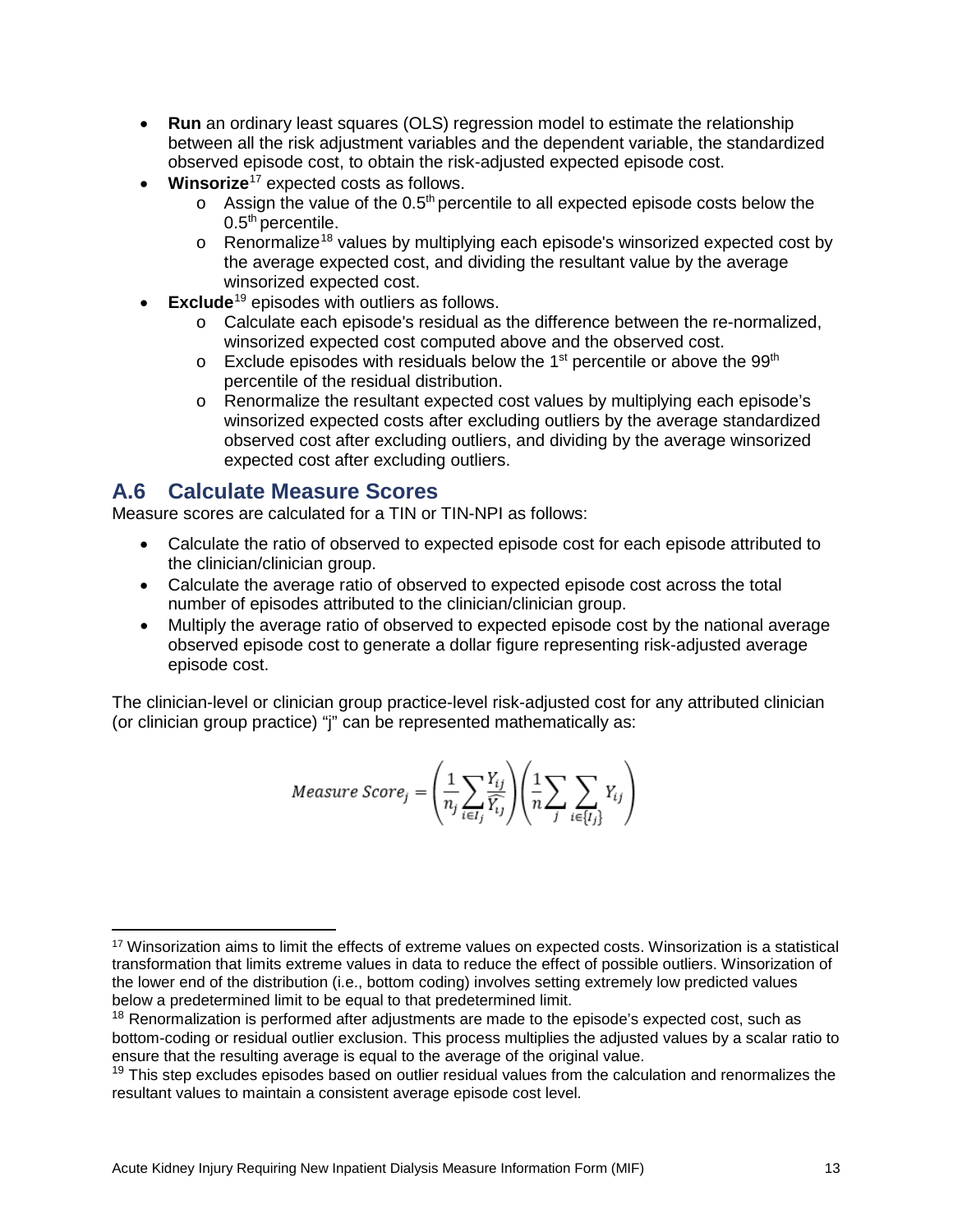- **Run** an ordinary least squares (OLS) regression model to estimate the relationship between all the risk adjustment variables and the dependent variable, the standardized observed episode cost, to obtain the risk-adjusted expected episode cost.
- **Winsorize**[17] expected costs as follows.
    - Assign the value of the 0.5th percentile to all expected episode costs below the 0.5th percentile.
    - Renormalize[18] values by multiplying each episode's winsorized expected cost by the average expected cost, and dividing the resultant value by the average winsorized expected cost.
- **Exclude**[19] episodes with outliers as follows.
    - Calculate each episode's residual as the difference between the re-normalized, winsorized expected cost computed above and the observed cost.
    - Exclude episodes with residuals below the 1st percentile or above the 99th percentile of the residual distribution.
    - Renormalize the resultant expected cost values by multiplying each episode's winsorized expected costs after excluding outliers by the average standardized observed cost after excluding outliers, and dividing by the average winsorized expected cost after excluding outliers.

## A.6 Calculate Measure Scores

Measure scores are calculated for a TIN or TIN-NPI as follows:

- Calculate the ratio of observed to expected episode cost for each episode attributed to the clinician/clinician group.
- Calculate the average ratio of observed to expected episode cost across the total number of episodes attributed to the clinician/clinician group.
- Multiply the average ratio of observed to expected episode cost by the national average observed episode cost to generate a dollar figure representing risk-adjusted average episode cost.

The clinician-level or clinician group practice-level risk-adjusted cost for any attributed clinician (or clinician group practice) "j" can be represented mathematically as:

$$Measure\ Score_j = \left(\frac{1}{n_j}\sum_{i \in I_j}\frac{Y_{ij}}{\widehat{Y_{ij}}}\right)\left(\frac{1}{n}\sum_{j}\sum_{i \in \{I_j\}} Y_{ij}\right)$$

---

[17] Winsorization aims to limit the effects of extreme values on expected costs. Winsorization is a statistical transformation that limits extreme values in data to reduce the effect of possible outliers. Winsorization of the lower end of the distribution (i.e., bottom coding) involves setting extremely low predicted values below a predetermined limit to be equal to that predetermined limit.

[18] Renormalization is performed after adjustments are made to the episode's expected cost, such as bottom-coding or residual outlier exclusion. This process multiplies the adjusted values by a scalar ratio to ensure that the resulting average is equal to the average of the original value.

[19] This step excludes episodes based on outlier residual values from the calculation and renormalizes the resultant values to maintain a consistent average episode cost level.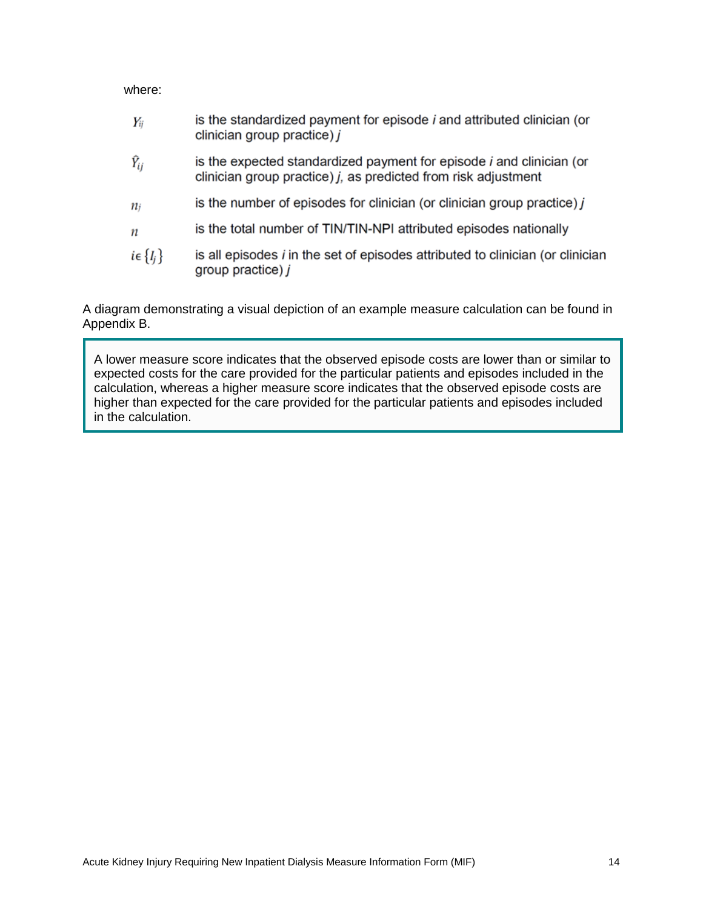where:

| | |
|---|---|
| $Y_{ij}$ | is the standardized payment for episode *i* and attributed clinician (or clinician group practice) *j* |
| $\hat{Y}_{ij}$ | is the expected standardized payment for episode *i* and clinician (or clinician group practice) *j*, as predicted from risk adjustment |
| $n_j$ | is the number of episodes for clinician (or clinician group practice) *j* |
| $n$ | is the total number of TIN/TIN-NPI attributed episodes nationally |
| $i \in \{I_j\}$ | is all episodes *i* in the set of episodes attributed to clinician (or clinician group practice) *j* |

A diagram demonstrating a visual depiction of an example measure calculation can be found in Appendix B.

> A lower measure score indicates that the observed episode costs are lower than or similar to expected costs for the care provided for the particular patients and episodes included in the calculation, whereas a higher measure score indicates that the observed episode costs are higher than expected for the care provided for the particular patients and episodes included in the calculation.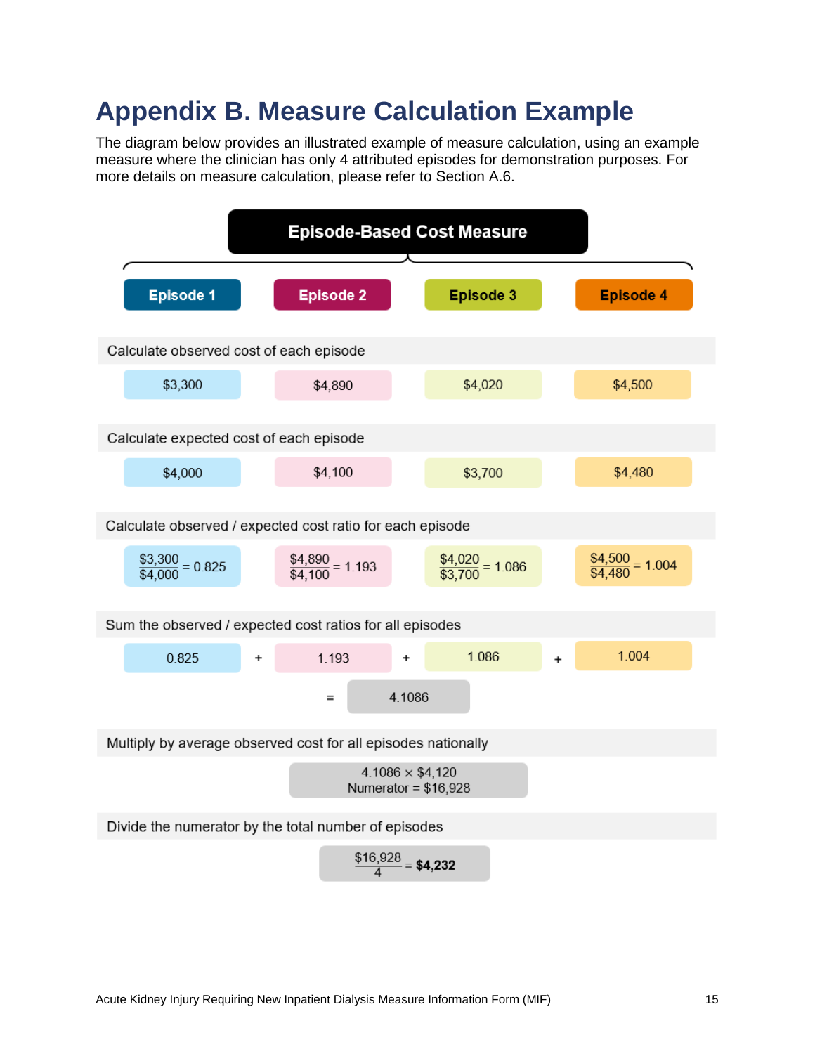# Appendix B. Measure Calculation Example

The diagram below provides an illustrated example of measure calculation, using an example measure where the clinician has only 4 attributed episodes for demonstration purposes. For more details on measure calculation, please refer to Section A.6.

**Episode-Based Cost Measure**

| | Episode 1 | Episode 2 | Episode 3 | Episode 4 |
|---|---|---|---|---|
| Calculate observed cost of each episode | \$3,300 | \$4,890 | \$4,020 | \$4,500 |
| Calculate expected cost of each episode | \$4,000 | \$4,100 | \$3,700 | \$4,480 |
| Calculate observed / expected cost ratio for each episode | $\frac{\$3,300}{\$4,000} = 0.825$ | $\frac{\$4,890}{\$4,100} = 1.193$ | $\frac{\$4,020}{\$3,700} = 1.086$ | $\frac{\$4,500}{\$4,480} = 1.004$ |

Sum the observed / expected cost ratios for all episodes

$$0.825 + 1.193 + 1.086 + 1.004 = 4.1086$$

Multiply by average observed cost for all episodes nationally

$$4.1086 \times \$4,120$$

Numerator = \$16,928

Divide the numerator by the total number of episodes

$$\frac{\$16,928}{4} = \mathbf{\$4,232}$$

Acute Kidney Injury Requiring New Inpatient Dialysis Measure Information Form (MIF)